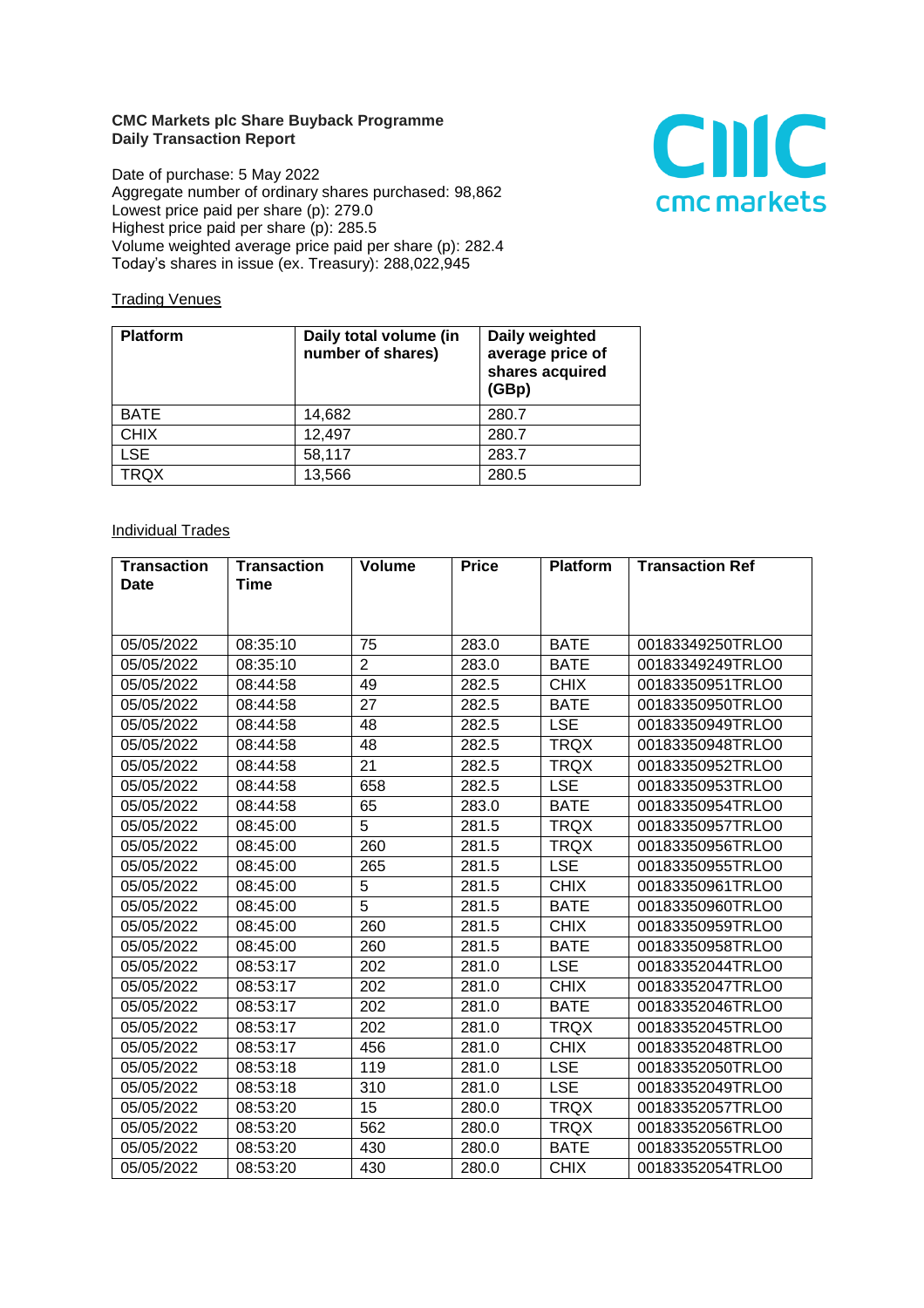**CMC Markets plc Share Buyback Programme**
**Daily Transaction Report**

Date of purchase: 5 May 2022
Aggregate number of ordinary shares purchased: 98,862
Lowest price paid per share (p): 279.0
Highest price paid per share (p): 285.5
Volume weighted average price paid per share (p): 282.4
Today's shares in issue (ex. Treasury): 288,022,945

Trading Venues

| Platform | Daily total volume (in number of shares) | Daily weighted average price of shares acquired (GBp) |
|---|---|---|
| BATE | 14,682 | 280.7 |
| CHIX | 12,497 | 280.7 |
| LSE | 58,117 | 283.7 |
| TRQX | 13,566 | 280.5 |

Individual Trades

| Transaction Date | Transaction Time | Volume | Price | Platform | Transaction Ref |
|---|---|---|---|---|---|
| 05/05/2022 | 08:35:10 | 75 | 283.0 | BATE | 00183349250TRLO0 |
| 05/05/2022 | 08:35:10 | 2 | 283.0 | BATE | 00183349249TRLO0 |
| 05/05/2022 | 08:44:58 | 49 | 282.5 | CHIX | 00183350951TRLO0 |
| 05/05/2022 | 08:44:58 | 27 | 282.5 | BATE | 00183350950TRLO0 |
| 05/05/2022 | 08:44:58 | 48 | 282.5 | LSE | 00183350949TRLO0 |
| 05/05/2022 | 08:44:58 | 48 | 282.5 | TRQX | 00183350948TRLO0 |
| 05/05/2022 | 08:44:58 | 21 | 282.5 | TRQX | 00183350952TRLO0 |
| 05/05/2022 | 08:44:58 | 658 | 282.5 | LSE | 00183350953TRLO0 |
| 05/05/2022 | 08:44:58 | 65 | 283.0 | BATE | 00183350954TRLO0 |
| 05/05/2022 | 08:45:00 | 5 | 281.5 | TRQX | 00183350957TRLO0 |
| 05/05/2022 | 08:45:00 | 260 | 281.5 | TRQX | 00183350956TRLO0 |
| 05/05/2022 | 08:45:00 | 265 | 281.5 | LSE | 00183350955TRLO0 |
| 05/05/2022 | 08:45:00 | 5 | 281.5 | CHIX | 00183350961TRLO0 |
| 05/05/2022 | 08:45:00 | 5 | 281.5 | BATE | 00183350960TRLO0 |
| 05/05/2022 | 08:45:00 | 260 | 281.5 | CHIX | 00183350959TRLO0 |
| 05/05/2022 | 08:45:00 | 260 | 281.5 | BATE | 00183350958TRLO0 |
| 05/05/2022 | 08:53:17 | 202 | 281.0 | LSE | 00183352044TRLO0 |
| 05/05/2022 | 08:53:17 | 202 | 281.0 | CHIX | 00183352047TRLO0 |
| 05/05/2022 | 08:53:17 | 202 | 281.0 | BATE | 00183352046TRLO0 |
| 05/05/2022 | 08:53:17 | 202 | 281.0 | TRQX | 00183352045TRLO0 |
| 05/05/2022 | 08:53:17 | 456 | 281.0 | CHIX | 00183352048TRLO0 |
| 05/05/2022 | 08:53:18 | 119 | 281.0 | LSE | 00183352050TRLO0 |
| 05/05/2022 | 08:53:18 | 310 | 281.0 | LSE | 00183352049TRLO0 |
| 05/05/2022 | 08:53:20 | 15 | 280.0 | TRQX | 00183352057TRLO0 |
| 05/05/2022 | 08:53:20 | 562 | 280.0 | TRQX | 00183352056TRLO0 |
| 05/05/2022 | 08:53:20 | 430 | 280.0 | BATE | 00183352055TRLO0 |
| 05/05/2022 | 08:53:20 | 430 | 280.0 | CHIX | 00183352054TRLO0 |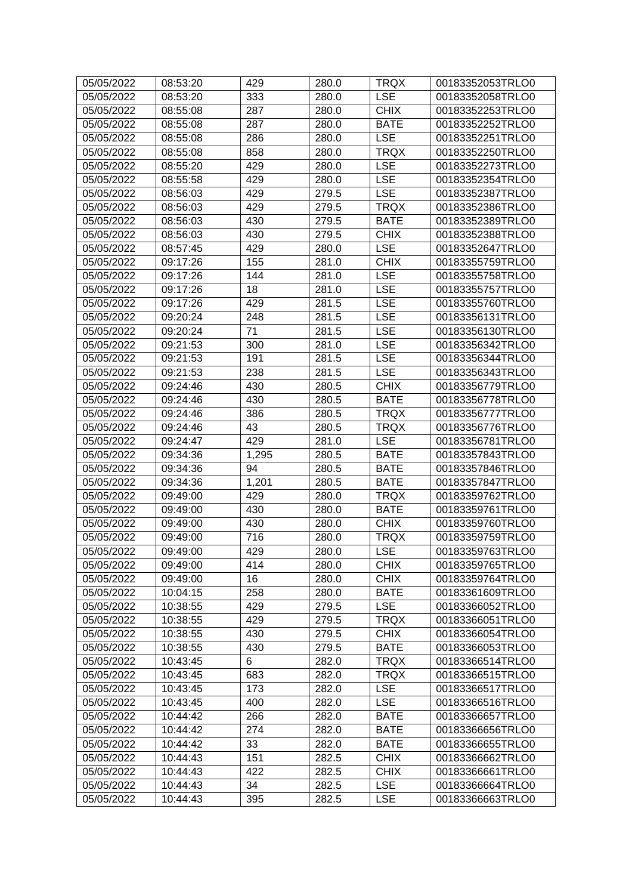| 05/05/2022 | 08:53:20 | 429 | 280.0 | TRQX | 00183352053TRLO0 |
|---|---|---|---|---|---|
| 05/05/2022 | 08:53:20 | 333 | 280.0 | LSE | 00183352058TRLO0 |
| 05/05/2022 | 08:55:08 | 287 | 280.0 | CHIX | 00183352253TRLO0 |
| 05/05/2022 | 08:55:08 | 287 | 280.0 | BATE | 00183352252TRLO0 |
| 05/05/2022 | 08:55:08 | 286 | 280.0 | LSE | 00183352251TRLO0 |
| 05/05/2022 | 08:55:08 | 858 | 280.0 | TRQX | 00183352250TRLO0 |
| 05/05/2022 | 08:55:20 | 429 | 280.0 | LSE | 00183352273TRLO0 |
| 05/05/2022 | 08:55:58 | 429 | 280.0 | LSE | 00183352354TRLO0 |
| 05/05/2022 | 08:56:03 | 429 | 279.5 | LSE | 00183352387TRLO0 |
| 05/05/2022 | 08:56:03 | 429 | 279.5 | TRQX | 00183352386TRLO0 |
| 05/05/2022 | 08:56:03 | 430 | 279.5 | BATE | 00183352389TRLO0 |
| 05/05/2022 | 08:56:03 | 430 | 279.5 | CHIX | 00183352388TRLO0 |
| 05/05/2022 | 08:57:45 | 429 | 280.0 | LSE | 00183352647TRLO0 |
| 05/05/2022 | 09:17:26 | 155 | 281.0 | CHIX | 00183355759TRLO0 |
| 05/05/2022 | 09:17:26 | 144 | 281.0 | LSE | 00183355758TRLO0 |
| 05/05/2022 | 09:17:26 | 18 | 281.0 | LSE | 00183355757TRLO0 |
| 05/05/2022 | 09:17:26 | 429 | 281.5 | LSE | 00183355760TRLO0 |
| 05/05/2022 | 09:20:24 | 248 | 281.5 | LSE | 00183356131TRLO0 |
| 05/05/2022 | 09:20:24 | 71 | 281.5 | LSE | 00183356130TRLO0 |
| 05/05/2022 | 09:21:53 | 300 | 281.0 | LSE | 00183356342TRLO0 |
| 05/05/2022 | 09:21:53 | 191 | 281.5 | LSE | 00183356344TRLO0 |
| 05/05/2022 | 09:21:53 | 238 | 281.5 | LSE | 00183356343TRLO0 |
| 05/05/2022 | 09:24:46 | 430 | 280.5 | CHIX | 00183356779TRLO0 |
| 05/05/2022 | 09:24:46 | 430 | 280.5 | BATE | 00183356778TRLO0 |
| 05/05/2022 | 09:24:46 | 386 | 280.5 | TRQX | 00183356777TRLO0 |
| 05/05/2022 | 09:24:46 | 43 | 280.5 | TRQX | 00183356776TRLO0 |
| 05/05/2022 | 09:24:47 | 429 | 281.0 | LSE | 00183356781TRLO0 |
| 05/05/2022 | 09:34:36 | 1,295 | 280.5 | BATE | 00183357843TRLO0 |
| 05/05/2022 | 09:34:36 | 94 | 280.5 | BATE | 00183357846TRLO0 |
| 05/05/2022 | 09:34:36 | 1,201 | 280.5 | BATE | 00183357847TRLO0 |
| 05/05/2022 | 09:49:00 | 429 | 280.0 | TRQX | 00183359762TRLO0 |
| 05/05/2022 | 09:49:00 | 430 | 280.0 | BATE | 00183359761TRLO0 |
| 05/05/2022 | 09:49:00 | 430 | 280.0 | CHIX | 00183359760TRLO0 |
| 05/05/2022 | 09:49:00 | 716 | 280.0 | TRQX | 00183359759TRLO0 |
| 05/05/2022 | 09:49:00 | 429 | 280.0 | LSE | 00183359763TRLO0 |
| 05/05/2022 | 09:49:00 | 414 | 280.0 | CHIX | 00183359765TRLO0 |
| 05/05/2022 | 09:49:00 | 16 | 280.0 | CHIX | 00183359764TRLO0 |
| 05/05/2022 | 10:04:15 | 258 | 280.0 | BATE | 00183361609TRLO0 |
| 05/05/2022 | 10:38:55 | 429 | 279.5 | LSE | 00183366052TRLO0 |
| 05/05/2022 | 10:38:55 | 429 | 279.5 | TRQX | 00183366051TRLO0 |
| 05/05/2022 | 10:38:55 | 430 | 279.5 | CHIX | 00183366054TRLO0 |
| 05/05/2022 | 10:38:55 | 430 | 279.5 | BATE | 00183366053TRLO0 |
| 05/05/2022 | 10:43:45 | 6 | 282.0 | TRQX | 00183366514TRLO0 |
| 05/05/2022 | 10:43:45 | 683 | 282.0 | TRQX | 00183366515TRLO0 |
| 05/05/2022 | 10:43:45 | 173 | 282.0 | LSE | 00183366517TRLO0 |
| 05/05/2022 | 10:43:45 | 400 | 282.0 | LSE | 00183366516TRLO0 |
| 05/05/2022 | 10:44:42 | 266 | 282.0 | BATE | 00183366657TRLO0 |
| 05/05/2022 | 10:44:42 | 274 | 282.0 | BATE | 00183366656TRLO0 |
| 05/05/2022 | 10:44:42 | 33 | 282.0 | BATE | 00183366655TRLO0 |
| 05/05/2022 | 10:44:43 | 151 | 282.5 | CHIX | 00183366662TRLO0 |
| 05/05/2022 | 10:44:43 | 422 | 282.5 | CHIX | 00183366661TRLO0 |
| 05/05/2022 | 10:44:43 | 34 | 282.5 | LSE | 00183366664TRLO0 |
| 05/05/2022 | 10:44:43 | 395 | 282.5 | LSE | 00183366663TRLO0 |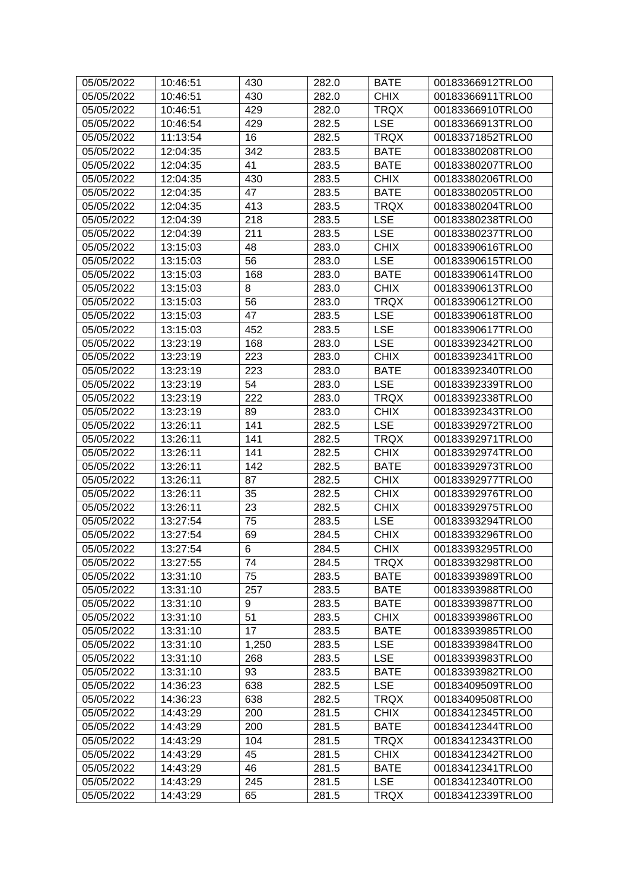| 05/05/2022 | 10:46:51 | 430 | 282.0 | BATE | 00183366912TRLO0 |
|---|---|---|---|---|---|
| 05/05/2022 | 10:46:51 | 430 | 282.0 | CHIX | 00183366911TRLO0 |
| 05/05/2022 | 10:46:51 | 429 | 282.0 | TRQX | 00183366910TRLO0 |
| 05/05/2022 | 10:46:54 | 429 | 282.5 | LSE | 00183366913TRLO0 |
| 05/05/2022 | 11:13:54 | 16 | 282.5 | TRQX | 00183371852TRLO0 |
| 05/05/2022 | 12:04:35 | 342 | 283.5 | BATE | 00183380208TRLO0 |
| 05/05/2022 | 12:04:35 | 41 | 283.5 | BATE | 00183380207TRLO0 |
| 05/05/2022 | 12:04:35 | 430 | 283.5 | CHIX | 00183380206TRLO0 |
| 05/05/2022 | 12:04:35 | 47 | 283.5 | BATE | 00183380205TRLO0 |
| 05/05/2022 | 12:04:35 | 413 | 283.5 | TRQX | 00183380204TRLO0 |
| 05/05/2022 | 12:04:39 | 218 | 283.5 | LSE | 00183380238TRLO0 |
| 05/05/2022 | 12:04:39 | 211 | 283.5 | LSE | 00183380237TRLO0 |
| 05/05/2022 | 13:15:03 | 48 | 283.0 | CHIX | 00183390616TRLO0 |
| 05/05/2022 | 13:15:03 | 56 | 283.0 | LSE | 00183390615TRLO0 |
| 05/05/2022 | 13:15:03 | 168 | 283.0 | BATE | 00183390614TRLO0 |
| 05/05/2022 | 13:15:03 | 8 | 283.0 | CHIX | 00183390613TRLO0 |
| 05/05/2022 | 13:15:03 | 56 | 283.0 | TRQX | 00183390612TRLO0 |
| 05/05/2022 | 13:15:03 | 47 | 283.5 | LSE | 00183390618TRLO0 |
| 05/05/2022 | 13:15:03 | 452 | 283.5 | LSE | 00183390617TRLO0 |
| 05/05/2022 | 13:23:19 | 168 | 283.0 | LSE | 00183392342TRLO0 |
| 05/05/2022 | 13:23:19 | 223 | 283.0 | CHIX | 00183392341TRLO0 |
| 05/05/2022 | 13:23:19 | 223 | 283.0 | BATE | 00183392340TRLO0 |
| 05/05/2022 | 13:23:19 | 54 | 283.0 | LSE | 00183392339TRLO0 |
| 05/05/2022 | 13:23:19 | 222 | 283.0 | TRQX | 00183392338TRLO0 |
| 05/05/2022 | 13:23:19 | 89 | 283.0 | CHIX | 00183392343TRLO0 |
| 05/05/2022 | 13:26:11 | 141 | 282.5 | LSE | 00183392972TRLO0 |
| 05/05/2022 | 13:26:11 | 141 | 282.5 | TRQX | 00183392971TRLO0 |
| 05/05/2022 | 13:26:11 | 141 | 282.5 | CHIX | 00183392974TRLO0 |
| 05/05/2022 | 13:26:11 | 142 | 282.5 | BATE | 00183392973TRLO0 |
| 05/05/2022 | 13:26:11 | 87 | 282.5 | CHIX | 00183392977TRLO0 |
| 05/05/2022 | 13:26:11 | 35 | 282.5 | CHIX | 00183392976TRLO0 |
| 05/05/2022 | 13:26:11 | 23 | 282.5 | CHIX | 00183392975TRLO0 |
| 05/05/2022 | 13:27:54 | 75 | 283.5 | LSE | 00183393294TRLO0 |
| 05/05/2022 | 13:27:54 | 69 | 284.5 | CHIX | 00183393296TRLO0 |
| 05/05/2022 | 13:27:54 | 6 | 284.5 | CHIX | 00183393295TRLO0 |
| 05/05/2022 | 13:27:55 | 74 | 284.5 | TRQX | 00183393298TRLO0 |
| 05/05/2022 | 13:31:10 | 75 | 283.5 | BATE | 00183393989TRLO0 |
| 05/05/2022 | 13:31:10 | 257 | 283.5 | BATE | 00183393988TRLO0 |
| 05/05/2022 | 13:31:10 | 9 | 283.5 | BATE | 00183393987TRLO0 |
| 05/05/2022 | 13:31:10 | 51 | 283.5 | CHIX | 00183393986TRLO0 |
| 05/05/2022 | 13:31:10 | 17 | 283.5 | BATE | 00183393985TRLO0 |
| 05/05/2022 | 13:31:10 | 1,250 | 283.5 | LSE | 00183393984TRLO0 |
| 05/05/2022 | 13:31:10 | 268 | 283.5 | LSE | 00183393983TRLO0 |
| 05/05/2022 | 13:31:10 | 93 | 283.5 | BATE | 00183393982TRLO0 |
| 05/05/2022 | 14:36:23 | 638 | 282.5 | LSE | 00183409509TRLO0 |
| 05/05/2022 | 14:36:23 | 638 | 282.5 | TRQX | 00183409508TRLO0 |
| 05/05/2022 | 14:43:29 | 200 | 281.5 | CHIX | 00183412345TRLO0 |
| 05/05/2022 | 14:43:29 | 200 | 281.5 | BATE | 00183412344TRLO0 |
| 05/05/2022 | 14:43:29 | 104 | 281.5 | TRQX | 00183412343TRLO0 |
| 05/05/2022 | 14:43:29 | 45 | 281.5 | CHIX | 00183412342TRLO0 |
| 05/05/2022 | 14:43:29 | 46 | 281.5 | BATE | 00183412341TRLO0 |
| 05/05/2022 | 14:43:29 | 245 | 281.5 | LSE | 00183412340TRLO0 |
| 05/05/2022 | 14:43:29 | 65 | 281.5 | TRQX | 00183412339TRLO0 |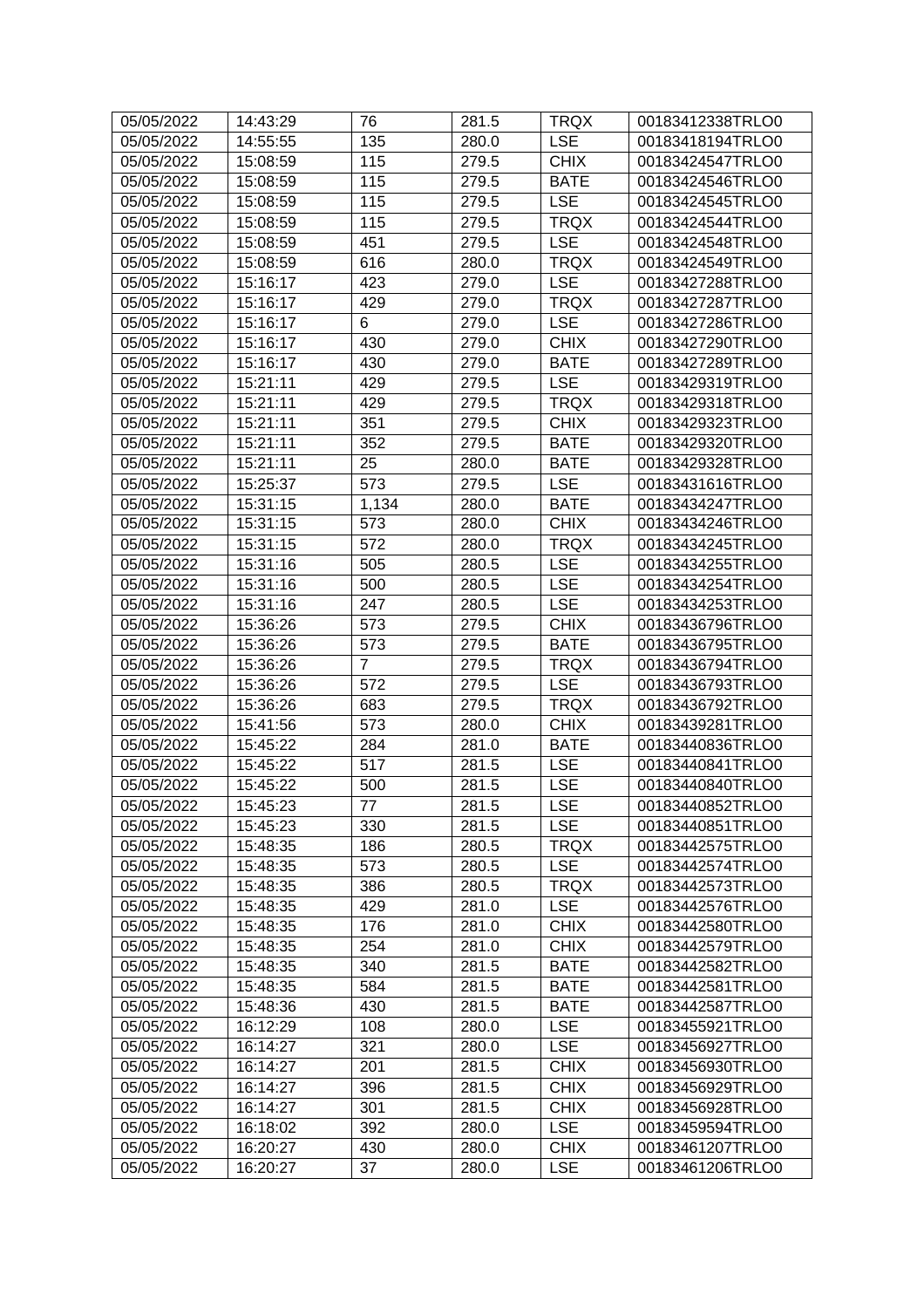| 05/05/2022 | 14:43:29 | 76 | 281.5 | TRQX | 00183412338TRLO0 |
|---|---|---|---|---|---|
| 05/05/2022 | 14:55:55 | 135 | 280.0 | LSE | 00183418194TRLO0 |
| 05/05/2022 | 15:08:59 | 115 | 279.5 | CHIX | 00183424547TRLO0 |
| 05/05/2022 | 15:08:59 | 115 | 279.5 | BATE | 00183424546TRLO0 |
| 05/05/2022 | 15:08:59 | 115 | 279.5 | LSE | 00183424545TRLO0 |
| 05/05/2022 | 15:08:59 | 115 | 279.5 | TRQX | 00183424544TRLO0 |
| 05/05/2022 | 15:08:59 | 451 | 279.5 | LSE | 00183424548TRLO0 |
| 05/05/2022 | 15:08:59 | 616 | 280.0 | TRQX | 00183424549TRLO0 |
| 05/05/2022 | 15:16:17 | 423 | 279.0 | LSE | 00183427288TRLO0 |
| 05/05/2022 | 15:16:17 | 429 | 279.0 | TRQX | 00183427287TRLO0 |
| 05/05/2022 | 15:16:17 | 6 | 279.0 | LSE | 00183427286TRLO0 |
| 05/05/2022 | 15:16:17 | 430 | 279.0 | CHIX | 00183427290TRLO0 |
| 05/05/2022 | 15:16:17 | 430 | 279.0 | BATE | 00183427289TRLO0 |
| 05/05/2022 | 15:21:11 | 429 | 279.5 | LSE | 00183429319TRLO0 |
| 05/05/2022 | 15:21:11 | 429 | 279.5 | TRQX | 00183429318TRLO0 |
| 05/05/2022 | 15:21:11 | 351 | 279.5 | CHIX | 00183429323TRLO0 |
| 05/05/2022 | 15:21:11 | 352 | 279.5 | BATE | 00183429320TRLO0 |
| 05/05/2022 | 15:21:11 | 25 | 280.0 | BATE | 00183429328TRLO0 |
| 05/05/2022 | 15:25:37 | 573 | 279.5 | LSE | 00183431616TRLO0 |
| 05/05/2022 | 15:31:15 | 1,134 | 280.0 | BATE | 00183434247TRLO0 |
| 05/05/2022 | 15:31:15 | 573 | 280.0 | CHIX | 00183434246TRLO0 |
| 05/05/2022 | 15:31:15 | 572 | 280.0 | TRQX | 00183434245TRLO0 |
| 05/05/2022 | 15:31:16 | 505 | 280.5 | LSE | 00183434255TRLO0 |
| 05/05/2022 | 15:31:16 | 500 | 280.5 | LSE | 00183434254TRLO0 |
| 05/05/2022 | 15:31:16 | 247 | 280.5 | LSE | 00183434253TRLO0 |
| 05/05/2022 | 15:36:26 | 573 | 279.5 | CHIX | 00183436796TRLO0 |
| 05/05/2022 | 15:36:26 | 573 | 279.5 | BATE | 00183436795TRLO0 |
| 05/05/2022 | 15:36:26 | 7 | 279.5 | TRQX | 00183436794TRLO0 |
| 05/05/2022 | 15:36:26 | 572 | 279.5 | LSE | 00183436793TRLO0 |
| 05/05/2022 | 15:36:26 | 683 | 279.5 | TRQX | 00183436792TRLO0 |
| 05/05/2022 | 15:41:56 | 573 | 280.0 | CHIX | 00183439281TRLO0 |
| 05/05/2022 | 15:45:22 | 284 | 281.0 | BATE | 00183440836TRLO0 |
| 05/05/2022 | 15:45:22 | 517 | 281.5 | LSE | 00183440841TRLO0 |
| 05/05/2022 | 15:45:22 | 500 | 281.5 | LSE | 00183440840TRLO0 |
| 05/05/2022 | 15:45:23 | 77 | 281.5 | LSE | 00183440852TRLO0 |
| 05/05/2022 | 15:45:23 | 330 | 281.5 | LSE | 00183440851TRLO0 |
| 05/05/2022 | 15:48:35 | 186 | 280.5 | TRQX | 00183442575TRLO0 |
| 05/05/2022 | 15:48:35 | 573 | 280.5 | LSE | 00183442574TRLO0 |
| 05/05/2022 | 15:48:35 | 386 | 280.5 | TRQX | 00183442573TRLO0 |
| 05/05/2022 | 15:48:35 | 429 | 281.0 | LSE | 00183442576TRLO0 |
| 05/05/2022 | 15:48:35 | 176 | 281.0 | CHIX | 00183442580TRLO0 |
| 05/05/2022 | 15:48:35 | 254 | 281.0 | CHIX | 00183442579TRLO0 |
| 05/05/2022 | 15:48:35 | 340 | 281.5 | BATE | 00183442582TRLO0 |
| 05/05/2022 | 15:48:35 | 584 | 281.5 | BATE | 00183442581TRLO0 |
| 05/05/2022 | 15:48:36 | 430 | 281.5 | BATE | 00183442587TRLO0 |
| 05/05/2022 | 16:12:29 | 108 | 280.0 | LSE | 00183455921TRLO0 |
| 05/05/2022 | 16:14:27 | 321 | 280.0 | LSE | 00183456927TRLO0 |
| 05/05/2022 | 16:14:27 | 201 | 281.5 | CHIX | 00183456930TRLO0 |
| 05/05/2022 | 16:14:27 | 396 | 281.5 | CHIX | 00183456929TRLO0 |
| 05/05/2022 | 16:14:27 | 301 | 281.5 | CHIX | 00183456928TRLO0 |
| 05/05/2022 | 16:18:02 | 392 | 280.0 | LSE | 00183459594TRLO0 |
| 05/05/2022 | 16:20:27 | 430 | 280.0 | CHIX | 00183461207TRLO0 |
| 05/05/2022 | 16:20:27 | 37 | 280.0 | LSE | 00183461206TRLO0 |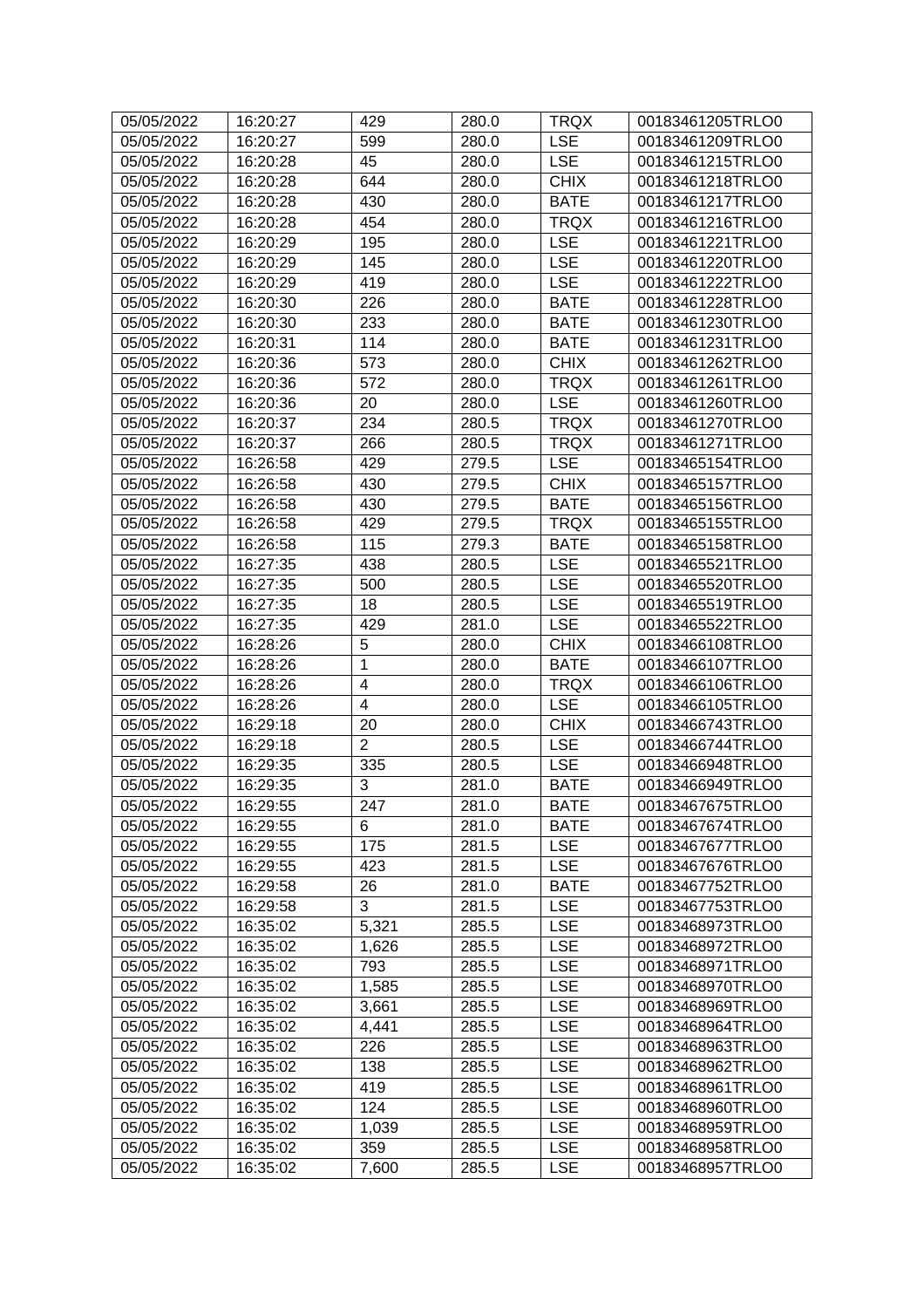| 05/05/2022 | 16:20:27 | 429 | 280.0 | TRQX | 00183461205TRLO0 |
|---|---|---|---|---|---|
| 05/05/2022 | 16:20:27 | 599 | 280.0 | LSE | 00183461209TRLO0 |
| 05/05/2022 | 16:20:28 | 45 | 280.0 | LSE | 00183461215TRLO0 |
| 05/05/2022 | 16:20:28 | 644 | 280.0 | CHIX | 00183461218TRLO0 |
| 05/05/2022 | 16:20:28 | 430 | 280.0 | BATE | 00183461217TRLO0 |
| 05/05/2022 | 16:20:28 | 454 | 280.0 | TRQX | 00183461216TRLO0 |
| 05/05/2022 | 16:20:29 | 195 | 280.0 | LSE | 00183461221TRLO0 |
| 05/05/2022 | 16:20:29 | 145 | 280.0 | LSE | 00183461220TRLO0 |
| 05/05/2022 | 16:20:29 | 419 | 280.0 | LSE | 00183461222TRLO0 |
| 05/05/2022 | 16:20:30 | 226 | 280.0 | BATE | 00183461228TRLO0 |
| 05/05/2022 | 16:20:30 | 233 | 280.0 | BATE | 00183461230TRLO0 |
| 05/05/2022 | 16:20:31 | 114 | 280.0 | BATE | 00183461231TRLO0 |
| 05/05/2022 | 16:20:36 | 573 | 280.0 | CHIX | 00183461262TRLO0 |
| 05/05/2022 | 16:20:36 | 572 | 280.0 | TRQX | 00183461261TRLO0 |
| 05/05/2022 | 16:20:36 | 20 | 280.0 | LSE | 00183461260TRLO0 |
| 05/05/2022 | 16:20:37 | 234 | 280.5 | TRQX | 00183461270TRLO0 |
| 05/05/2022 | 16:20:37 | 266 | 280.5 | TRQX | 00183461271TRLO0 |
| 05/05/2022 | 16:26:58 | 429 | 279.5 | LSE | 00183465154TRLO0 |
| 05/05/2022 | 16:26:58 | 430 | 279.5 | CHIX | 00183465157TRLO0 |
| 05/05/2022 | 16:26:58 | 430 | 279.5 | BATE | 00183465156TRLO0 |
| 05/05/2022 | 16:26:58 | 429 | 279.5 | TRQX | 00183465155TRLO0 |
| 05/05/2022 | 16:26:58 | 115 | 279.3 | BATE | 00183465158TRLO0 |
| 05/05/2022 | 16:27:35 | 438 | 280.5 | LSE | 00183465521TRLO0 |
| 05/05/2022 | 16:27:35 | 500 | 280.5 | LSE | 00183465520TRLO0 |
| 05/05/2022 | 16:27:35 | 18 | 280.5 | LSE | 00183465519TRLO0 |
| 05/05/2022 | 16:27:35 | 429 | 281.0 | LSE | 00183465522TRLO0 |
| 05/05/2022 | 16:28:26 | 5 | 280.0 | CHIX | 00183466108TRLO0 |
| 05/05/2022 | 16:28:26 | 1 | 280.0 | BATE | 00183466107TRLO0 |
| 05/05/2022 | 16:28:26 | 4 | 280.0 | TRQX | 00183466106TRLO0 |
| 05/05/2022 | 16:28:26 | 4 | 280.0 | LSE | 00183466105TRLO0 |
| 05/05/2022 | 16:29:18 | 20 | 280.0 | CHIX | 00183466743TRLO0 |
| 05/05/2022 | 16:29:18 | 2 | 280.5 | LSE | 00183466744TRLO0 |
| 05/05/2022 | 16:29:35 | 335 | 280.5 | LSE | 00183466948TRLO0 |
| 05/05/2022 | 16:29:35 | 3 | 281.0 | BATE | 00183466949TRLO0 |
| 05/05/2022 | 16:29:55 | 247 | 281.0 | BATE | 00183467675TRLO0 |
| 05/05/2022 | 16:29:55 | 6 | 281.0 | BATE | 00183467674TRLO0 |
| 05/05/2022 | 16:29:55 | 175 | 281.5 | LSE | 00183467677TRLO0 |
| 05/05/2022 | 16:29:55 | 423 | 281.5 | LSE | 00183467676TRLO0 |
| 05/05/2022 | 16:29:58 | 26 | 281.0 | BATE | 00183467752TRLO0 |
| 05/05/2022 | 16:29:58 | 3 | 281.5 | LSE | 00183467753TRLO0 |
| 05/05/2022 | 16:35:02 | 5,321 | 285.5 | LSE | 00183468973TRLO0 |
| 05/05/2022 | 16:35:02 | 1,626 | 285.5 | LSE | 00183468972TRLO0 |
| 05/05/2022 | 16:35:02 | 793 | 285.5 | LSE | 00183468971TRLO0 |
| 05/05/2022 | 16:35:02 | 1,585 | 285.5 | LSE | 00183468970TRLO0 |
| 05/05/2022 | 16:35:02 | 3,661 | 285.5 | LSE | 00183468969TRLO0 |
| 05/05/2022 | 16:35:02 | 4,441 | 285.5 | LSE | 00183468964TRLO0 |
| 05/05/2022 | 16:35:02 | 226 | 285.5 | LSE | 00183468963TRLO0 |
| 05/05/2022 | 16:35:02 | 138 | 285.5 | LSE | 00183468962TRLO0 |
| 05/05/2022 | 16:35:02 | 419 | 285.5 | LSE | 00183468961TRLO0 |
| 05/05/2022 | 16:35:02 | 124 | 285.5 | LSE | 00183468960TRLO0 |
| 05/05/2022 | 16:35:02 | 1,039 | 285.5 | LSE | 00183468959TRLO0 |
| 05/05/2022 | 16:35:02 | 359 | 285.5 | LSE | 00183468958TRLO0 |
| 05/05/2022 | 16:35:02 | 7,600 | 285.5 | LSE | 00183468957TRLO0 |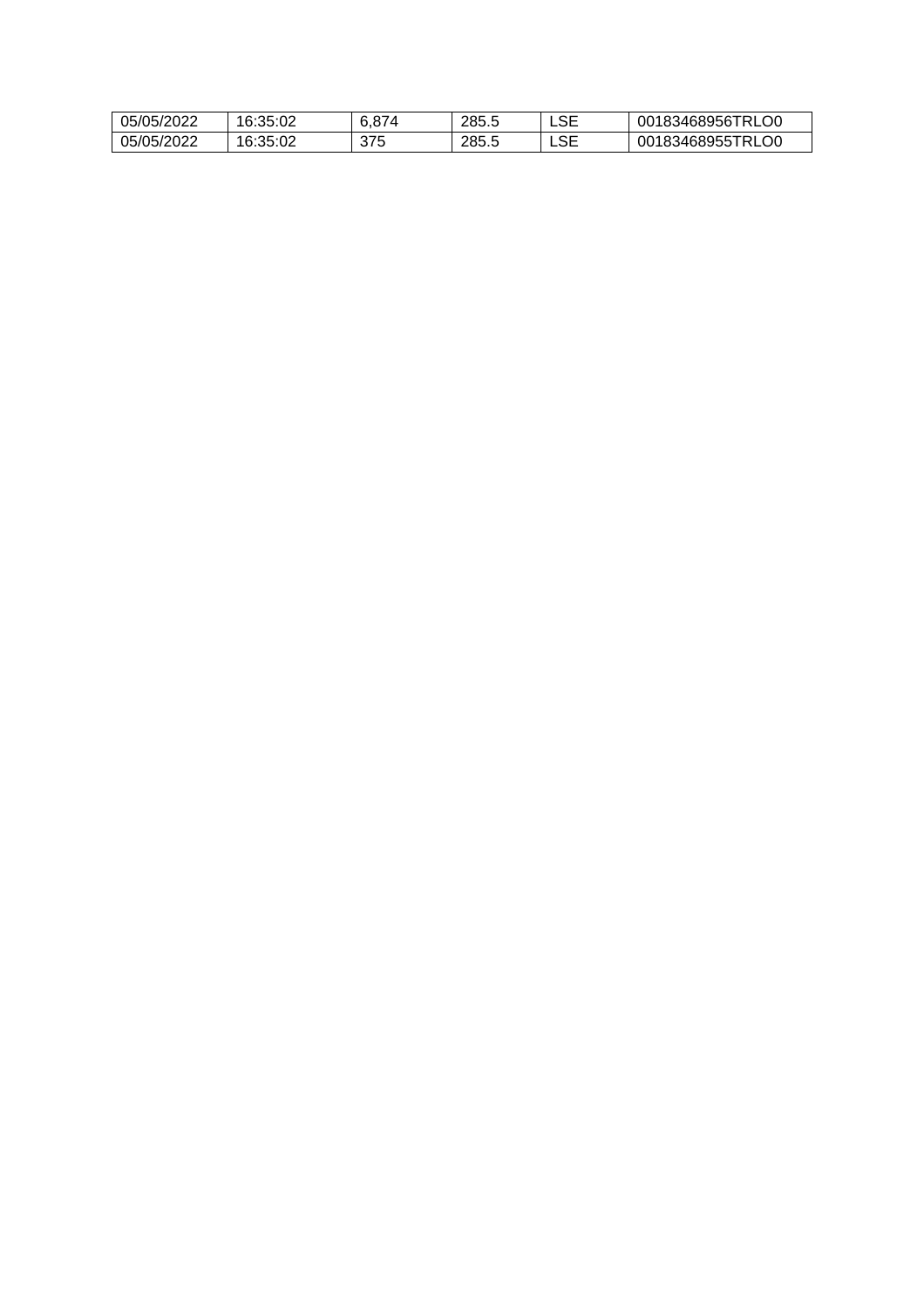| | | | | | |
|---|---|---|---|---|---|
| 05/05/2022 | 16:35:02 | 6,874 | 285.5 | LSE | 00183468956TRLO0 |
| 05/05/2022 | 16:35:02 | 375 | 285.5 | LSE | 00183468955TRLO0 |